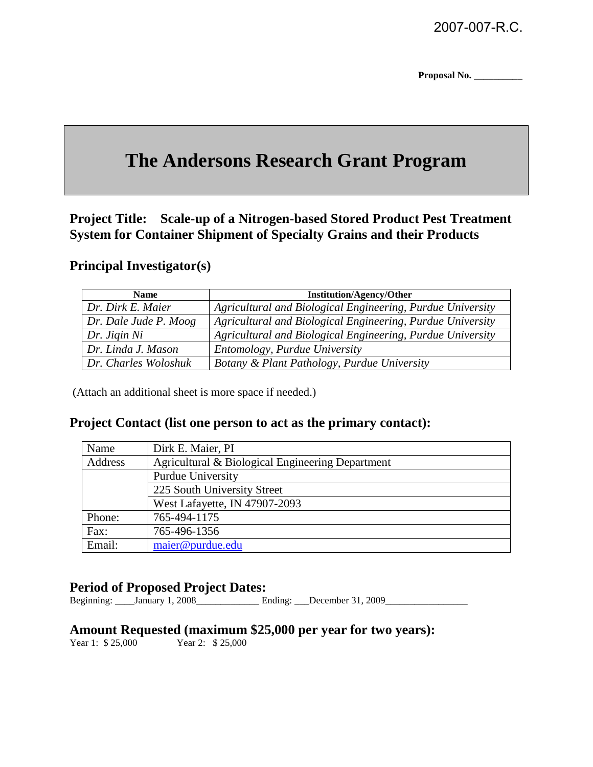2007-007-R.C.

**Proposal No. __________**

# The Andersons Research Grant Program

## Project Title: Scale-up of a Nitrogen-based Stored Product Pest Treatment System for Container Shipment of Specialty Grains and their Products

## Principal Investigator(s)

| Name | Institution/Agency/Other |
|---|---|
| *Dr. Dirk E. Maier* | *Agricultural and Biological Engineering, Purdue University* |
| *Dr. Dale Jude P. Moog* | *Agricultural and Biological Engineering, Purdue University* |
| *Dr. Jiqin Ni* | *Agricultural and Biological Engineering, Purdue University* |
| *Dr. Linda J. Mason* | *Entomology, Purdue University* |
| *Dr. Charles Woloshuk* | *Botany & Plant Pathology, Purdue University* |

(Attach an additional sheet is more space if needed.)

## Project Contact (list one person to act as the primary contact):

| | |
|---|---|
| Name | Dirk E. Maier, PI |
| Address | Agricultural & Biological Engineering Department |
| | Purdue University |
| | 225 South University Street |
| | West Lafayette, IN 47907-2093 |
| Phone: | 765-494-1175 |
| Fax: | 765-496-1356 |
| Email: | maier@purdue.edu |

## Period of Proposed Project Dates:

Beginning: ____January 1, 2008_____________ Ending: ___December 31, 2009_________________

## Amount Requested (maximum $25,000 per year for two years):

Year 1: $ 25,000 Year 2: $ 25,000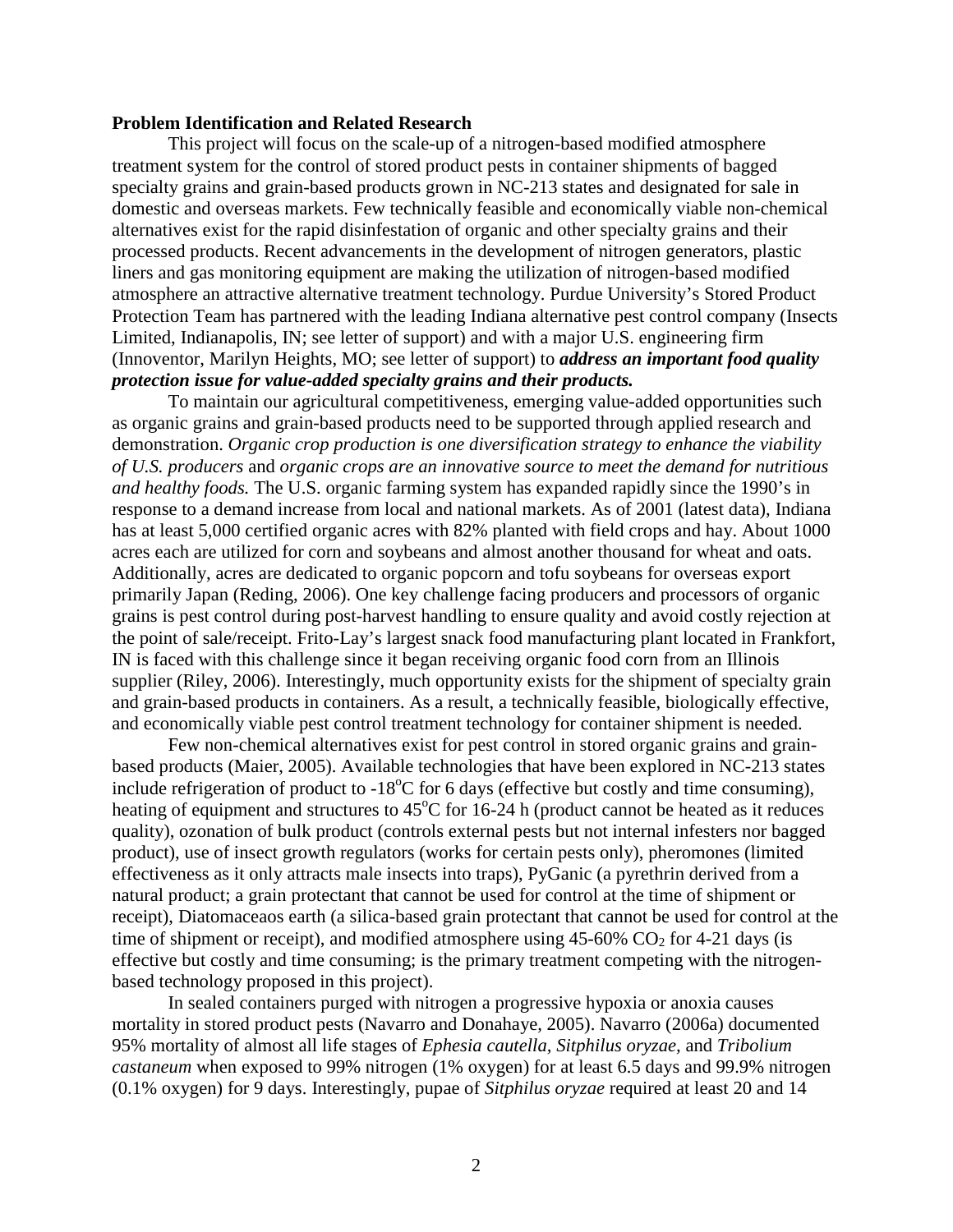**Problem Identification and Related Research**

This project will focus on the scale-up of a nitrogen-based modified atmosphere treatment system for the control of stored product pests in container shipments of bagged specialty grains and grain-based products grown in NC-213 states and designated for sale in domestic and overseas markets. Few technically feasible and economically viable non-chemical alternatives exist for the rapid disinfestation of organic and other specialty grains and their processed products. Recent advancements in the development of nitrogen generators, plastic liners and gas monitoring equipment are making the utilization of nitrogen-based modified atmosphere an attractive alternative treatment technology. Purdue University's Stored Product Protection Team has partnered with the leading Indiana alternative pest control company (Insects Limited, Indianapolis, IN; see letter of support) and with a major U.S. engineering firm (Innoventor, Marilyn Heights, MO; see letter of support) to ***address an important food quality protection issue for value-added specialty grains and their products.***

To maintain our agricultural competitiveness, emerging value-added opportunities such as organic grains and grain-based products need to be supported through applied research and demonstration. *Organic crop production is one diversification strategy to enhance the viability of U.S. producers* and *organic crops are an innovative source to meet the demand for nutritious and healthy foods.* The U.S. organic farming system has expanded rapidly since the 1990's in response to a demand increase from local and national markets. As of 2001 (latest data), Indiana has at least 5,000 certified organic acres with 82% planted with field crops and hay. About 1000 acres each are utilized for corn and soybeans and almost another thousand for wheat and oats. Additionally, acres are dedicated to organic popcorn and tofu soybeans for overseas export primarily Japan (Reding, 2006). One key challenge facing producers and processors of organic grains is pest control during post-harvest handling to ensure quality and avoid costly rejection at the point of sale/receipt. Frito-Lay's largest snack food manufacturing plant located in Frankfort, IN is faced with this challenge since it began receiving organic food corn from an Illinois supplier (Riley, 2006). Interestingly, much opportunity exists for the shipment of specialty grain and grain-based products in containers. As a result, a technically feasible, biologically effective, and economically viable pest control treatment technology for container shipment is needed.

Few non-chemical alternatives exist for pest control in stored organic grains and grain-based products (Maier, 2005). Available technologies that have been explored in NC-213 states include refrigeration of product to -18°C for 6 days (effective but costly and time consuming), heating of equipment and structures to 45°C for 16-24 h (product cannot be heated as it reduces quality), ozonation of bulk product (controls external pests but not internal infesters nor bagged product), use of insect growth regulators (works for certain pests only), pheromones (limited effectiveness as it only attracts male insects into traps), PyGanic (a pyrethrin derived from a natural product; a grain protectant that cannot be used for control at the time of shipment or receipt), Diatomaceaos earth (a silica-based grain protectant that cannot be used for control at the time of shipment or receipt), and modified atmosphere using 45-60% $CO_2$ for 4-21 days (is effective but costly and time consuming; is the primary treatment competing with the nitrogen-based technology proposed in this project).

In sealed containers purged with nitrogen a progressive hypoxia or anoxia causes mortality in stored product pests (Navarro and Donahaye, 2005). Navarro (2006a) documented 95% mortality of almost all life stages of *Ephesia cautella*, *Sitphilus oryzae*, and *Tribolium castaneum* when exposed to 99% nitrogen (1% oxygen) for at least 6.5 days and 99.9% nitrogen (0.1% oxygen) for 9 days. Interestingly, pupae of *Sitphilus oryzae* required at least 20 and 14